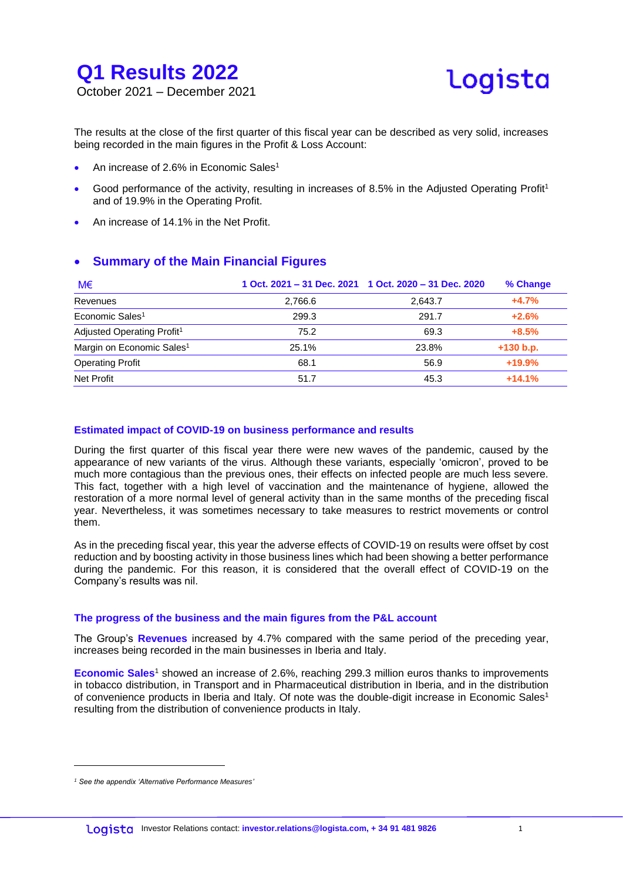# Q1 Results 2022

October 2021 – December 2021

The results at the close of the first quarter of this fiscal year can be described as very solid, increases being recorded in the main figures in the Profit & Loss Account:

- An increase of 2.6% in Economic Sales[1]
- Good performance of the activity, resulting in increases of 8.5% in the Adjusted Operating Profit[1] and of 19.9% in the Operating Profit.
- An increase of 14.1% in the Net Profit.

## Summary of the Main Financial Figures

| M€ | 1 Oct. 2021 – 31 Dec. 2021 | 1 Oct. 2020 – 31 Dec. 2020 | % Change |
|---|---|---|---|
| Revenues | 2,766.6 | 2,643.7 | +4.7% |
| Economic Sales[1] | 299.3 | 291.7 | +2.6% |
| Adjusted Operating Profit[1] | 75.2 | 69.3 | +8.5% |
| Margin on Economic Sales[1] | 25.1% | 23.8% | +130 b.p. |
| Operating Profit | 68.1 | 56.9 | +19.9% |
| Net Profit | 51.7 | 45.3 | +14.1% |

### Estimated impact of COVID-19 on business performance and results

During the first quarter of this fiscal year there were new waves of the pandemic, caused by the appearance of new variants of the virus. Although these variants, especially 'omicron', proved to be much more contagious than the previous ones, their effects on infected people are much less severe. This fact, together with a high level of vaccination and the maintenance of hygiene, allowed the restoration of a more normal level of general activity than in the same months of the preceding fiscal year. Nevertheless, it was sometimes necessary to take measures to restrict movements or control them.

As in the preceding fiscal year, this year the adverse effects of COVID-19 on results were offset by cost reduction and by boosting activity in those business lines which had been showing a better performance during the pandemic. For this reason, it is considered that the overall effect of COVID-19 on the Company's results was nil.

### The progress of the business and the main figures from the P&L account

The Group's **Revenues** increased by 4.7% compared with the same period of the preceding year, increases being recorded in the main businesses in Iberia and Italy.

**Economic Sales**[1] showed an increase of 2.6%, reaching 299.3 million euros thanks to improvements in tobacco distribution, in Transport and in Pharmaceutical distribution in Iberia, and in the distribution of convenience products in Iberia and Italy. Of note was the double-digit increase in Economic Sales[1] resulting from the distribution of convenience products in Italy.

---

*[1] See the appendix 'Alternative Performance Measures'*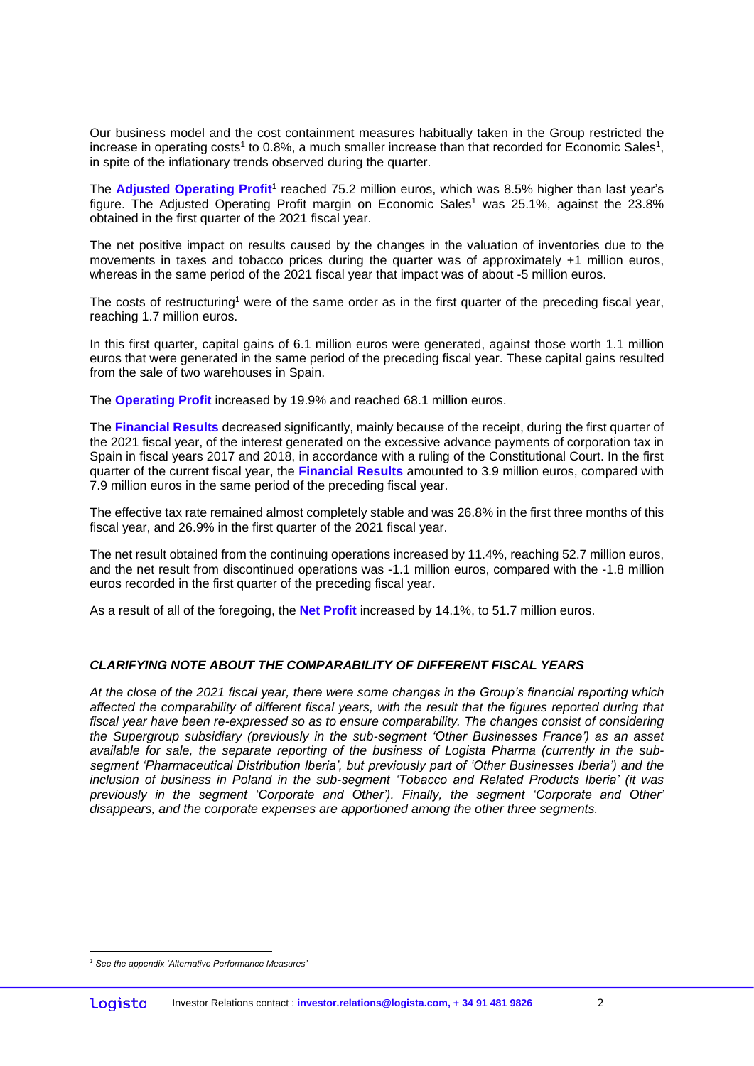Our business model and the cost containment measures habitually taken in the Group restricted the increase in operating costs[1] to 0.8%, a much smaller increase than that recorded for Economic Sales[1], in spite of the inflationary trends observed during the quarter.

The **Adjusted Operating Profit**[1] reached 75.2 million euros, which was 8.5% higher than last year's figure. The Adjusted Operating Profit margin on Economic Sales[1] was 25.1%, against the 23.8% obtained in the first quarter of the 2021 fiscal year.

The net positive impact on results caused by the changes in the valuation of inventories due to the movements in taxes and tobacco prices during the quarter was of approximately +1 million euros, whereas in the same period of the 2021 fiscal year that impact was of about -5 million euros.

The costs of restructuring[1] were of the same order as in the first quarter of the preceding fiscal year, reaching 1.7 million euros.

In this first quarter, capital gains of 6.1 million euros were generated, against those worth 1.1 million euros that were generated in the same period of the preceding fiscal year. These capital gains resulted from the sale of two warehouses in Spain.

The **Operating Profit** increased by 19.9% and reached 68.1 million euros.

The **Financial Results** decreased significantly, mainly because of the receipt, during the first quarter of the 2021 fiscal year, of the interest generated on the excessive advance payments of corporation tax in Spain in fiscal years 2017 and 2018, in accordance with a ruling of the Constitutional Court. In the first quarter of the current fiscal year, the **Financial Results** amounted to 3.9 million euros, compared with 7.9 million euros in the same period of the preceding fiscal year.

The effective tax rate remained almost completely stable and was 26.8% in the first three months of this fiscal year, and 26.9% in the first quarter of the 2021 fiscal year.

The net result obtained from the continuing operations increased by 11.4%, reaching 52.7 million euros, and the net result from discontinued operations was -1.1 million euros, compared with the -1.8 million euros recorded in the first quarter of the preceding fiscal year.

As a result of all of the foregoing, the **Net Profit** increased by 14.1%, to 51.7 million euros.

### *CLARIFYING NOTE ABOUT THE COMPARABILITY OF DIFFERENT FISCAL YEARS*

*At the close of the 2021 fiscal year, there were some changes in the Group's financial reporting which affected the comparability of different fiscal years, with the result that the figures reported during that fiscal year have been re-expressed so as to ensure comparability. The changes consist of considering the Supergroup subsidiary (previously in the sub-segment 'Other Businesses France') as an asset available for sale, the separate reporting of the business of Logista Pharma (currently in the sub-segment 'Pharmaceutical Distribution Iberia', but previously part of 'Other Businesses Iberia') and the inclusion of business in Poland in the sub-segment 'Tobacco and Related Products Iberia' (it was previously in the segment 'Corporate and Other'). Finally, the segment 'Corporate and Other' disappears, and the corporate expenses are apportioned among the other three segments.*

---

[1] *See the appendix 'Alternative Performance Measures'*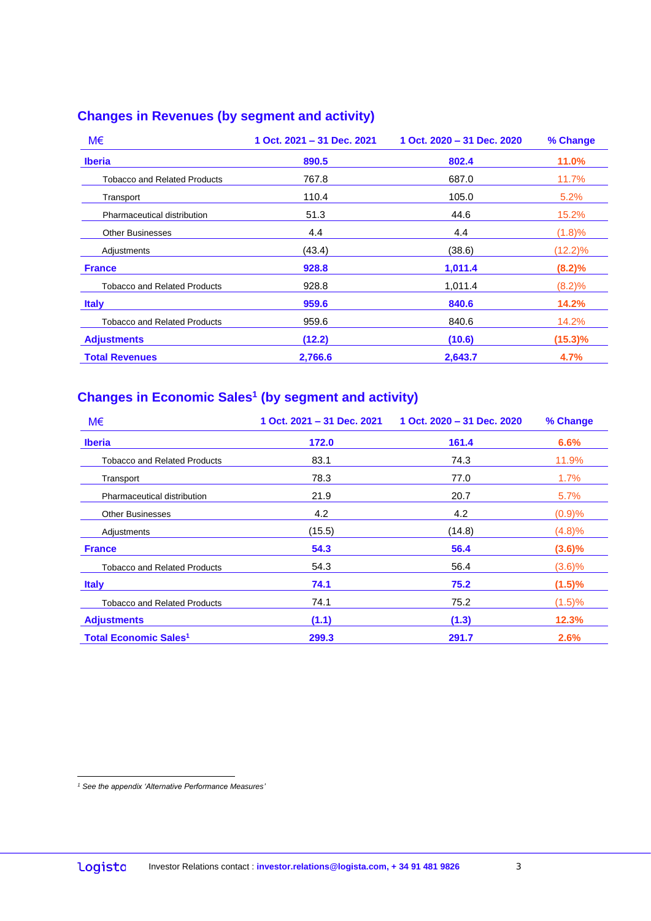## Changes in Revenues (by segment and activity)

| M€ | 1 Oct. 2021 – 31 Dec. 2021 | 1 Oct. 2020 – 31 Dec. 2020 | % Change |
|---|---|---|---|
| **Iberia** | **890.5** | **802.4** | **11.0%** |
| Tobacco and Related Products | 767.8 | 687.0 | 11.7% |
| Transport | 110.4 | 105.0 | 5.2% |
| Pharmaceutical distribution | 51.3 | 44.6 | 15.2% |
| Other Businesses | 4.4 | 4.4 | (1.8)% |
| Adjustments | (43.4) | (38.6) | (12.2)% |
| **France** | **928.8** | **1,011.4** | **(8.2)%** |
| Tobacco and Related Products | 928.8 | 1,011.4 | (8.2)% |
| **Italy** | **959.6** | **840.6** | **14.2%** |
| Tobacco and Related Products | 959.6 | 840.6 | 14.2% |
| **Adjustments** | **(12.2)** | **(10.6)** | **(15.3)%** |
| **Total Revenues** | **2,766.6** | **2,643.7** | **4.7%** |

## Changes in Economic Sales[1] (by segment and activity)

| M€ | 1 Oct. 2021 – 31 Dec. 2021 | 1 Oct. 2020 – 31 Dec. 2020 | % Change |
|---|---|---|---|
| **Iberia** | **172.0** | **161.4** | **6.6%** |
| Tobacco and Related Products | 83.1 | 74.3 | 11.9% |
| Transport | 78.3 | 77.0 | 1.7% |
| Pharmaceutical distribution | 21.9 | 20.7 | 5.7% |
| Other Businesses | 4.2 | 4.2 | (0.9)% |
| Adjustments | (15.5) | (14.8) | (4.8)% |
| **France** | **54.3** | **56.4** | **(3.6)%** |
| Tobacco and Related Products | 54.3 | 56.4 | (3.6)% |
| **Italy** | **74.1** | **75.2** | **(1.5)%** |
| Tobacco and Related Products | 74.1 | 75.2 | (1.5)% |
| **Adjustments** | **(1.1)** | **(1.3)** | **12.3%** |
| **Total Economic Sales[1]** | **299.3** | **291.7** | **2.6%** |

[1] *See the appendix 'Alternative Performance Measures'*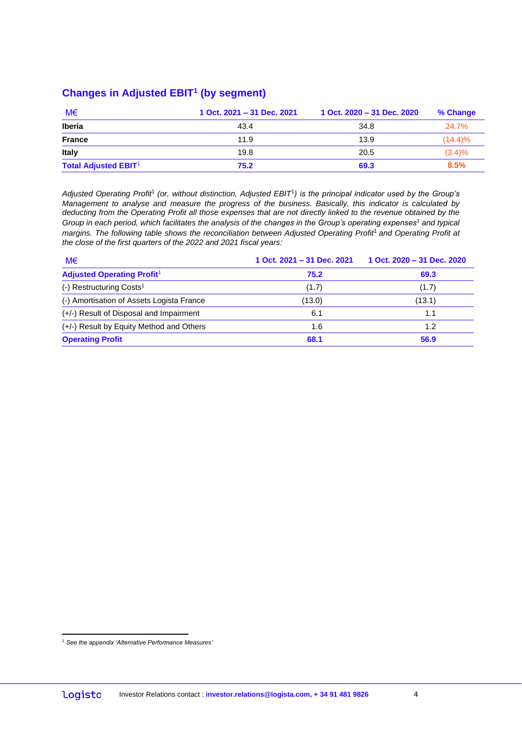## Changes in Adjusted EBIT[1] (by segment)

| M€ | 1 Oct. 2021 – 31 Dec. 2021 | 1 Oct. 2020 – 31 Dec. 2020 | % Change |
|---|---|---|---|
| **Iberia** | 43.4 | 34.8 | 24.7% |
| **France** | 11.9 | 13.9 | (14.4)% |
| **Italy** | 19.8 | 20.5 | (3.4)% |
| **Total Adjusted EBIT[1]** | **75.2** | **69.3** | **8.5%** |

*Adjusted Operating Profit[1] (or, without distinction, Adjusted EBIT[1]) is the principal indicator used by the Group's Management to analyse and measure the progress of the business. Basically, this indicator is calculated by deducting from the Operating Profit all those expenses that are not directly linked to the revenue obtained by the Group in each period, which facilitates the analysis of the changes in the Group's operating expenses[1] and typical margins. The following table shows the reconciliation between Adjusted Operating Profit[1] and Operating Profit at the close of the first quarters of the 2022 and 2021 fiscal years:*

| M€ | 1 Oct. 2021 – 31 Dec. 2021 | 1 Oct. 2020 – 31 Dec. 2020 |
|---|---|---|
| **Adjusted Operating Profit[1]** | **75.2** | **69.3** |
| (-) Restructuring Costs[1] | (1.7) | (1.7) |
| (-) Amortisation of Assets Logista France | (13.0) | (13.1) |
| (+/-) Result of Disposal and Impairment | 6.1 | 1.1 |
| (+/-) Result by Equity Method and Others | 1.6 | 1.2 |
| **Operating Profit** | **68.1** | **56.9** |

*[1] See the appendix 'Alternative Performance Measures'*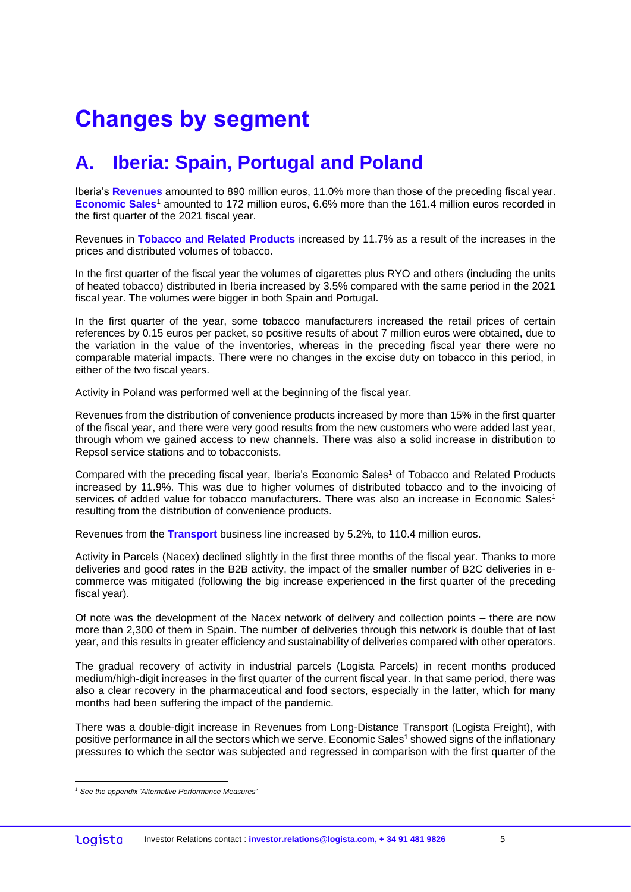# Changes by segment

## A. Iberia: Spain, Portugal and Poland

Iberia's **Revenues** amounted to 890 million euros, 11.0% more than those of the preceding fiscal year. **Economic Sales**[1] amounted to 172 million euros, 6.6% more than the 161.4 million euros recorded in the first quarter of the 2021 fiscal year.

Revenues in **Tobacco and Related Products** increased by 11.7% as a result of the increases in the prices and distributed volumes of tobacco.

In the first quarter of the fiscal year the volumes of cigarettes plus RYO and others (including the units of heated tobacco) distributed in Iberia increased by 3.5% compared with the same period in the 2021 fiscal year. The volumes were bigger in both Spain and Portugal.

In the first quarter of the year, some tobacco manufacturers increased the retail prices of certain references by 0.15 euros per packet, so positive results of about 7 million euros were obtained, due to the variation in the value of the inventories, whereas in the preceding fiscal year there were no comparable material impacts. There were no changes in the excise duty on tobacco in this period, in either of the two fiscal years.

Activity in Poland was performed well at the beginning of the fiscal year.

Revenues from the distribution of convenience products increased by more than 15% in the first quarter of the fiscal year, and there were very good results from the new customers who were added last year, through whom we gained access to new channels. There was also a solid increase in distribution to Repsol service stations and to tobacconists.

Compared with the preceding fiscal year, Iberia's Economic Sales[1] of Tobacco and Related Products increased by 11.9%. This was due to higher volumes of distributed tobacco and to the invoicing of services of added value for tobacco manufacturers. There was also an increase in Economic Sales[1] resulting from the distribution of convenience products.

Revenues from the **Transport** business line increased by 5.2%, to 110.4 million euros.

Activity in Parcels (Nacex) declined slightly in the first three months of the fiscal year. Thanks to more deliveries and good rates in the B2B activity, the impact of the smaller number of B2C deliveries in e-commerce was mitigated (following the big increase experienced in the first quarter of the preceding fiscal year).

Of note was the development of the Nacex network of delivery and collection points – there are now more than 2,300 of them in Spain. The number of deliveries through this network is double that of last year, and this results in greater efficiency and sustainability of deliveries compared with other operators.

The gradual recovery of activity in industrial parcels (Logista Parcels) in recent months produced medium/high-digit increases in the first quarter of the current fiscal year. In that same period, there was also a clear recovery in the pharmaceutical and food sectors, especially in the latter, which for many months had been suffering the impact of the pandemic.

There was a double-digit increase in Revenues from Long-Distance Transport (Logista Freight), with positive performance in all the sectors which we serve. Economic Sales[1] showed signs of the inflationary pressures to which the sector was subjected and regressed in comparison with the first quarter of the

---

*[1] See the appendix 'Alternative Performance Measures'*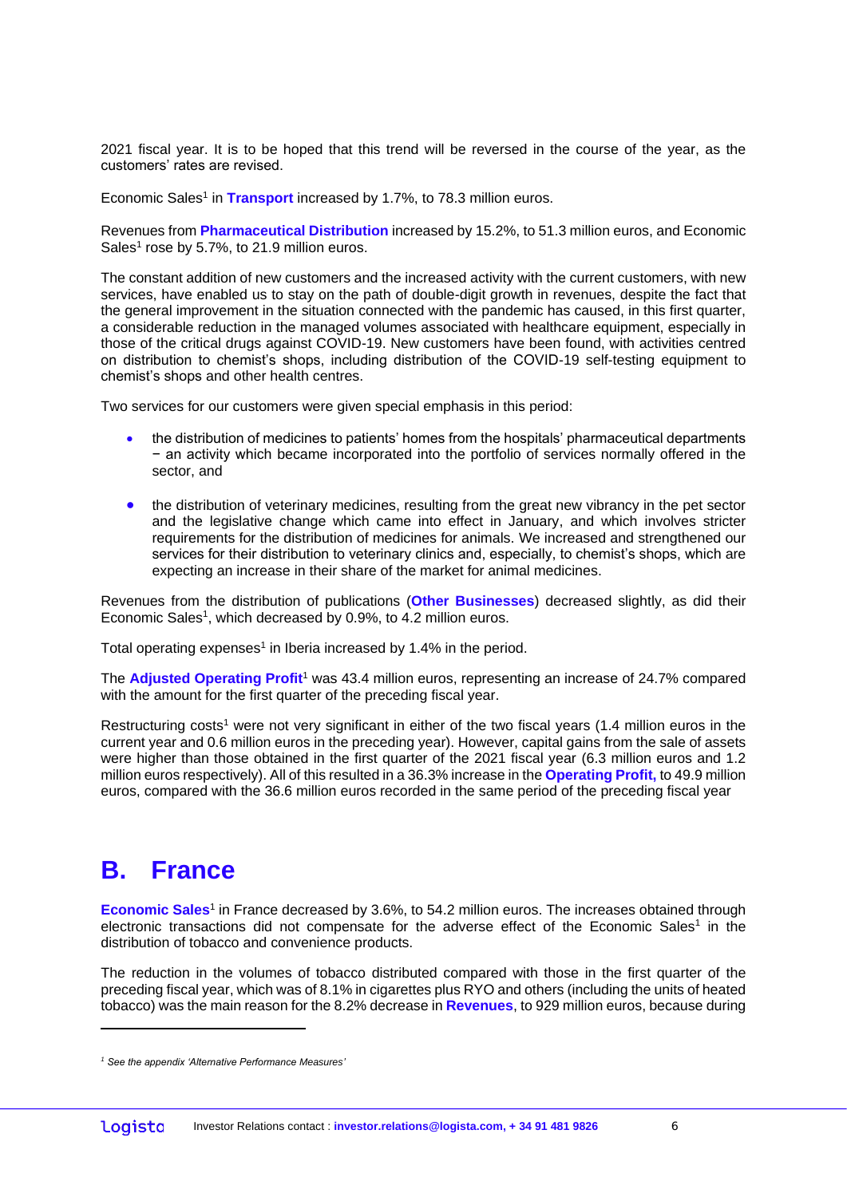2021 fiscal year. It is to be hoped that this trend will be reversed in the course of the year, as the customers' rates are revised.

Economic Sales[1] in **Transport** increased by 1.7%, to 78.3 million euros.

Revenues from **Pharmaceutical Distribution** increased by 15.2%, to 51.3 million euros, and Economic Sales[1] rose by 5.7%, to 21.9 million euros.

The constant addition of new customers and the increased activity with the current customers, with new services, have enabled us to stay on the path of double-digit growth in revenues, despite the fact that the general improvement in the situation connected with the pandemic has caused, in this first quarter, a considerable reduction in the managed volumes associated with healthcare equipment, especially in those of the critical drugs against COVID-19. New customers have been found, with activities centred on distribution to chemist's shops, including distribution of the COVID-19 self-testing equipment to chemist's shops and other health centres.

Two services for our customers were given special emphasis in this period:

- the distribution of medicines to patients' homes from the hospitals' pharmaceutical departments − an activity which became incorporated into the portfolio of services normally offered in the sector, and
- the distribution of veterinary medicines, resulting from the great new vibrancy in the pet sector and the legislative change which came into effect in January, and which involves stricter requirements for the distribution of medicines for animals. We increased and strengthened our services for their distribution to veterinary clinics and, especially, to chemist's shops, which are expecting an increase in their share of the market for animal medicines.

Revenues from the distribution of publications (**Other Businesses**) decreased slightly, as did their Economic Sales[1], which decreased by 0.9%, to 4.2 million euros.

Total operating expenses[1] in Iberia increased by 1.4% in the period.

The **Adjusted Operating Profit**[1] was 43.4 million euros, representing an increase of 24.7% compared with the amount for the first quarter of the preceding fiscal year.

Restructuring costs[1] were not very significant in either of the two fiscal years (1.4 million euros in the current year and 0.6 million euros in the preceding year). However, capital gains from the sale of assets were higher than those obtained in the first quarter of the 2021 fiscal year (6.3 million euros and 1.2 million euros respectively). All of this resulted in a 36.3% increase in the **Operating Profit,** to 49.9 million euros, compared with the 36.6 million euros recorded in the same period of the preceding fiscal year

## B. France

**Economic Sales**[1] in France decreased by 3.6%, to 54.2 million euros. The increases obtained through electronic transactions did not compensate for the adverse effect of the Economic Sales[1] in the distribution of tobacco and convenience products.

The reduction in the volumes of tobacco distributed compared with those in the first quarter of the preceding fiscal year, which was of 8.1% in cigarettes plus RYO and others (including the units of heated tobacco) was the main reason for the 8.2% decrease in **Revenues**, to 929 million euros, because during

---

*[1] See the appendix 'Alternative Performance Measures'*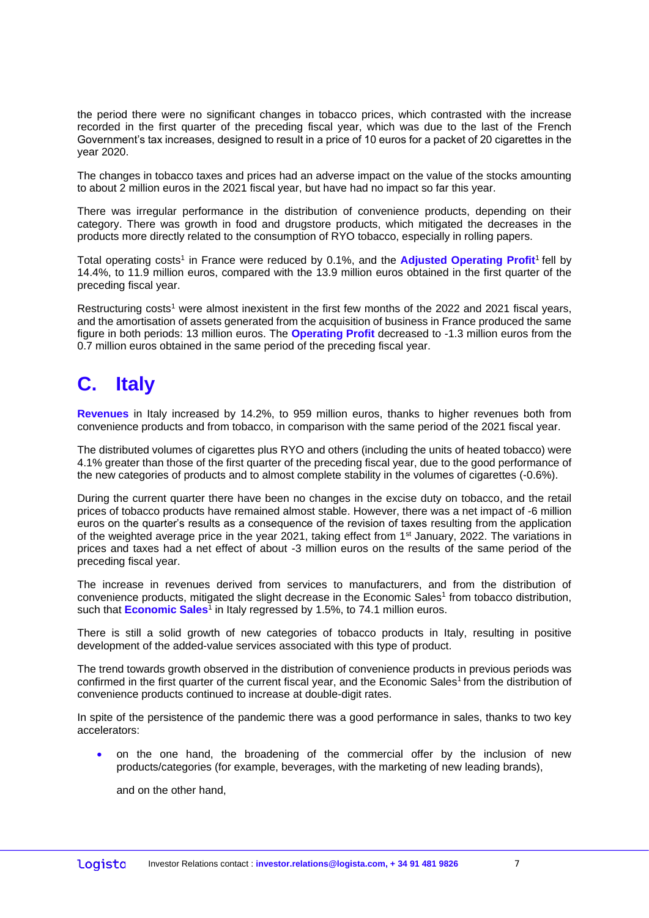the period there were no significant changes in tobacco prices, which contrasted with the increase recorded in the first quarter of the preceding fiscal year, which was due to the last of the French Government's tax increases, designed to result in a price of 10 euros for a packet of 20 cigarettes in the year 2020.

The changes in tobacco taxes and prices had an adverse impact on the value of the stocks amounting to about 2 million euros in the 2021 fiscal year, but have had no impact so far this year.

There was irregular performance in the distribution of convenience products, depending on their category. There was growth in food and drugstore products, which mitigated the decreases in the products more directly related to the consumption of RYO tobacco, especially in rolling papers.

Total operating costs[1] in France were reduced by 0.1%, and the **Adjusted Operating Profit**[1] fell by 14.4%, to 11.9 million euros, compared with the 13.9 million euros obtained in the first quarter of the preceding fiscal year.

Restructuring costs[1] were almost inexistent in the first few months of the 2022 and 2021 fiscal years, and the amortisation of assets generated from the acquisition of business in France produced the same figure in both periods: 13 million euros. The **Operating Profit** decreased to -1.3 million euros from the 0.7 million euros obtained in the same period of the preceding fiscal year.

## C. Italy

**Revenues** in Italy increased by 14.2%, to 959 million euros, thanks to higher revenues both from convenience products and from tobacco, in comparison with the same period of the 2021 fiscal year.

The distributed volumes of cigarettes plus RYO and others (including the units of heated tobacco) were 4.1% greater than those of the first quarter of the preceding fiscal year, due to the good performance of the new categories of products and to almost complete stability in the volumes of cigarettes (-0.6%).

During the current quarter there have been no changes in the excise duty on tobacco, and the retail prices of tobacco products have remained almost stable. However, there was a net impact of -6 million euros on the quarter's results as a consequence of the revision of taxes resulting from the application of the weighted average price in the year 2021, taking effect from 1st January, 2022. The variations in prices and taxes had a net effect of about -3 million euros on the results of the same period of the preceding fiscal year.

The increase in revenues derived from services to manufacturers, and from the distribution of convenience products, mitigated the slight decrease in the Economic Sales[1] from tobacco distribution, such that **Economic Sales**[1] in Italy regressed by 1.5%, to 74.1 million euros.

There is still a solid growth of new categories of tobacco products in Italy, resulting in positive development of the added-value services associated with this type of product.

The trend towards growth observed in the distribution of convenience products in previous periods was confirmed in the first quarter of the current fiscal year, and the Economic Sales[1] from the distribution of convenience products continued to increase at double-digit rates.

In spite of the persistence of the pandemic there was a good performance in sales, thanks to two key accelerators:

- on the one hand, the broadening of the commercial offer by the inclusion of new products/categories (for example, beverages, with the marketing of new leading brands),

  and on the other hand,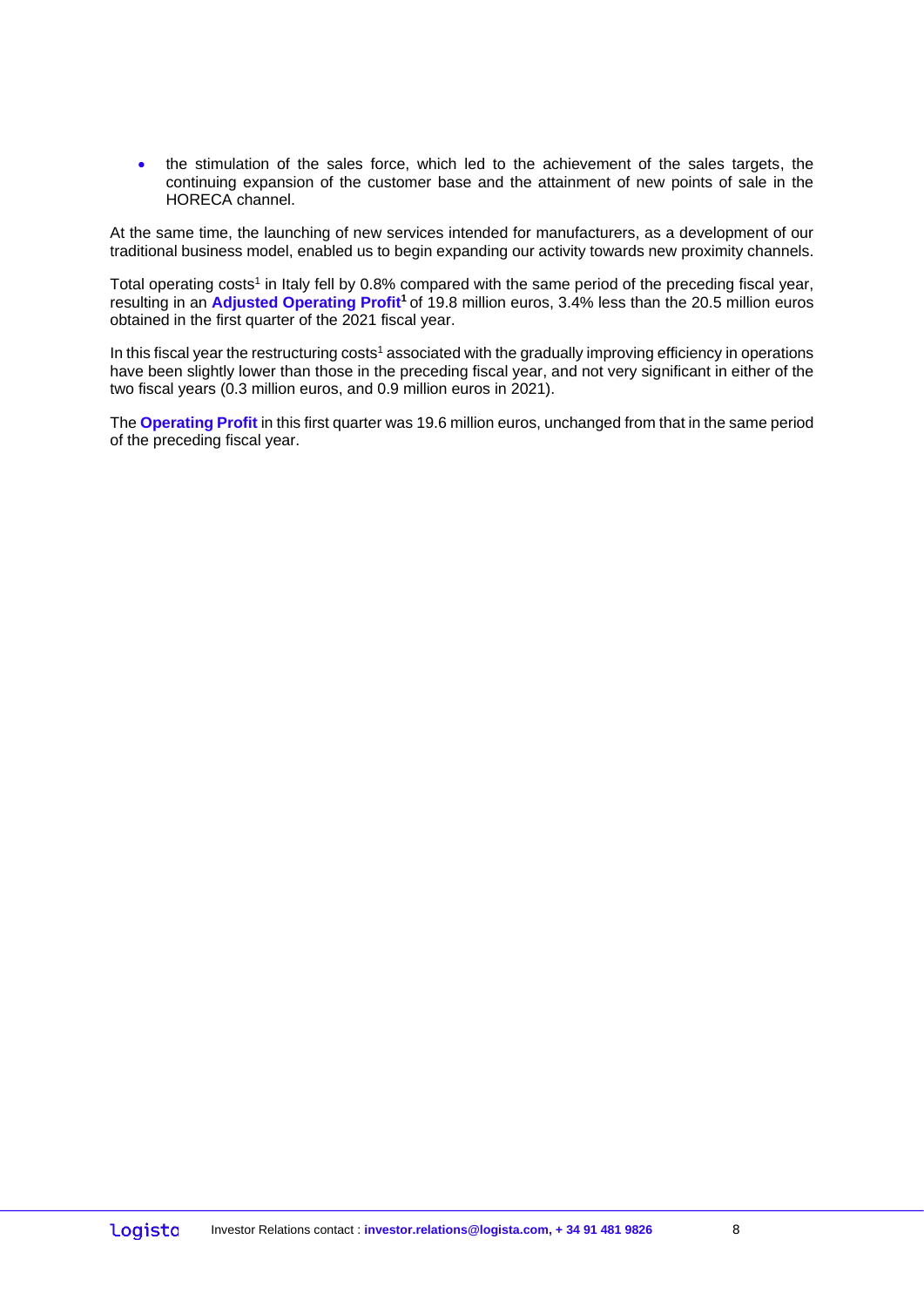- the stimulation of the sales force, which led to the achievement of the sales targets, the continuing expansion of the customer base and the attainment of new points of sale in the HORECA channel.

At the same time, the launching of new services intended for manufacturers, as a development of our traditional business model, enabled us to begin expanding our activity towards new proximity channels.

Total operating costs[1] in Italy fell by 0.8% compared with the same period of the preceding fiscal year, resulting in an **Adjusted Operating Profit[1]** of 19.8 million euros, 3.4% less than the 20.5 million euros obtained in the first quarter of the 2021 fiscal year.

In this fiscal year the restructuring costs[1] associated with the gradually improving efficiency in operations have been slightly lower than those in the preceding fiscal year, and not very significant in either of the two fiscal years (0.3 million euros, and 0.9 million euros in 2021).

The **Operating Profit** in this first quarter was 19.6 million euros, unchanged from that in the same period of the preceding fiscal year.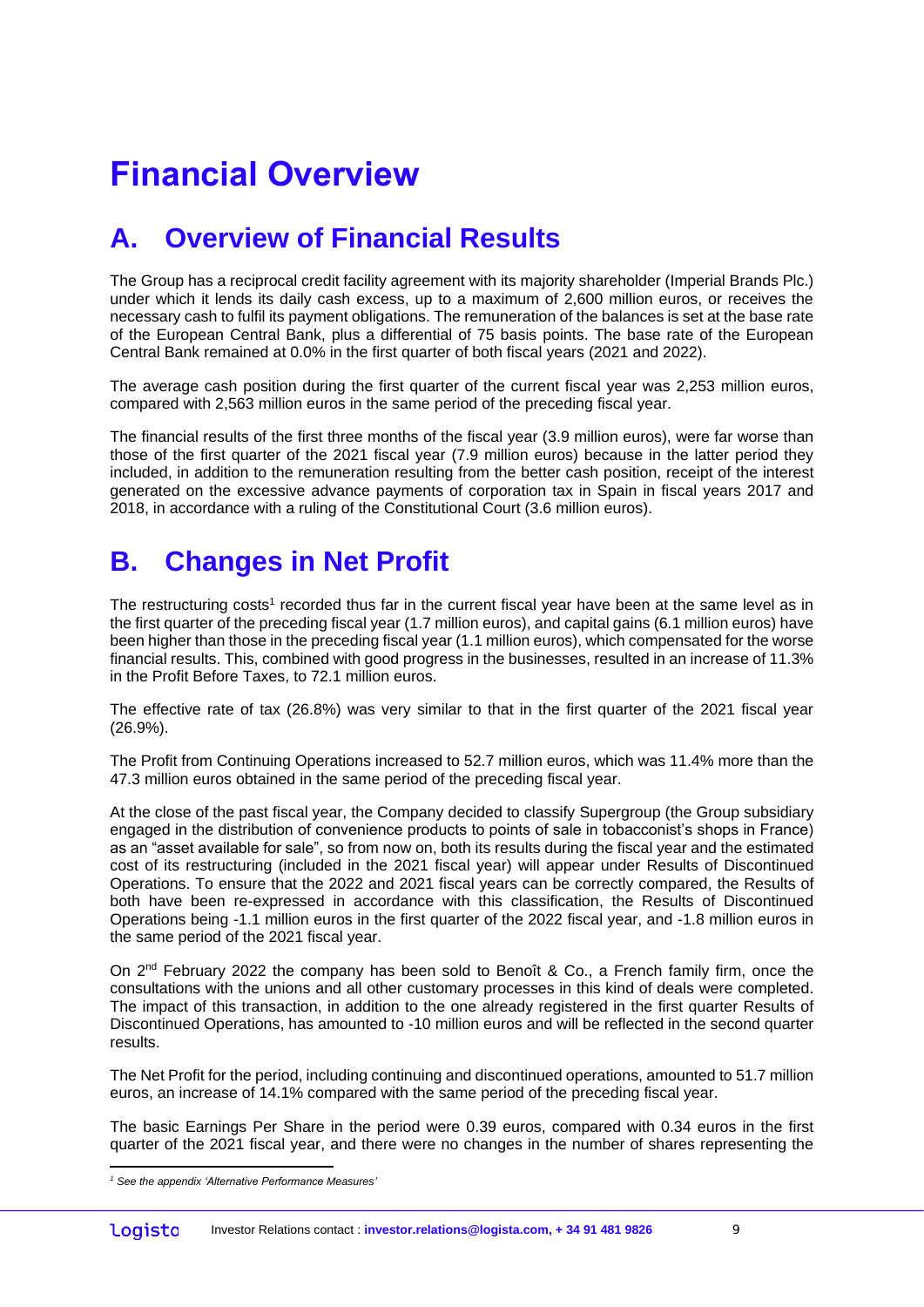# Financial Overview

## A. Overview of Financial Results

The Group has a reciprocal credit facility agreement with its majority shareholder (Imperial Brands Plc.) under which it lends its daily cash excess, up to a maximum of 2,600 million euros, or receives the necessary cash to fulfil its payment obligations. The remuneration of the balances is set at the base rate of the European Central Bank, plus a differential of 75 basis points. The base rate of the European Central Bank remained at 0.0% in the first quarter of both fiscal years (2021 and 2022).

The average cash position during the first quarter of the current fiscal year was 2,253 million euros, compared with 2,563 million euros in the same period of the preceding fiscal year.

The financial results of the first three months of the fiscal year (3.9 million euros), were far worse than those of the first quarter of the 2021 fiscal year (7.9 million euros) because in the latter period they included, in addition to the remuneration resulting from the better cash position, receipt of the interest generated on the excessive advance payments of corporation tax in Spain in fiscal years 2017 and 2018, in accordance with a ruling of the Constitutional Court (3.6 million euros).

## B. Changes in Net Profit

The restructuring costs[1] recorded thus far in the current fiscal year have been at the same level as in the first quarter of the preceding fiscal year (1.7 million euros), and capital gains (6.1 million euros) have been higher than those in the preceding fiscal year (1.1 million euros), which compensated for the worse financial results. This, combined with good progress in the businesses, resulted in an increase of 11.3% in the Profit Before Taxes, to 72.1 million euros.

The effective rate of tax (26.8%) was very similar to that in the first quarter of the 2021 fiscal year (26.9%).

The Profit from Continuing Operations increased to 52.7 million euros, which was 11.4% more than the 47.3 million euros obtained in the same period of the preceding fiscal year.

At the close of the past fiscal year, the Company decided to classify Supergroup (the Group subsidiary engaged in the distribution of convenience products to points of sale in tobacconist's shops in France) as an "asset available for sale", so from now on, both its results during the fiscal year and the estimated cost of its restructuring (included in the 2021 fiscal year) will appear under Results of Discontinued Operations. To ensure that the 2022 and 2021 fiscal years can be correctly compared, the Results of both have been re-expressed in accordance with this classification, the Results of Discontinued Operations being -1.1 million euros in the first quarter of the 2022 fiscal year, and -1.8 million euros in the same period of the 2021 fiscal year.

On 2nd February 2022 the company has been sold to Benoît & Co., a French family firm, once the consultations with the unions and all other customary processes in this kind of deals were completed. The impact of this transaction, in addition to the one already registered in the first quarter Results of Discontinued Operations, has amounted to -10 million euros and will be reflected in the second quarter results.

The Net Profit for the period, including continuing and discontinued operations, amounted to 51.7 million euros, an increase of 14.1% compared with the same period of the preceding fiscal year.

The basic Earnings Per Share in the period were 0.39 euros, compared with 0.34 euros in the first quarter of the 2021 fiscal year, and there were no changes in the number of shares representing the

---

*[1] See the appendix 'Alternative Performance Measures'*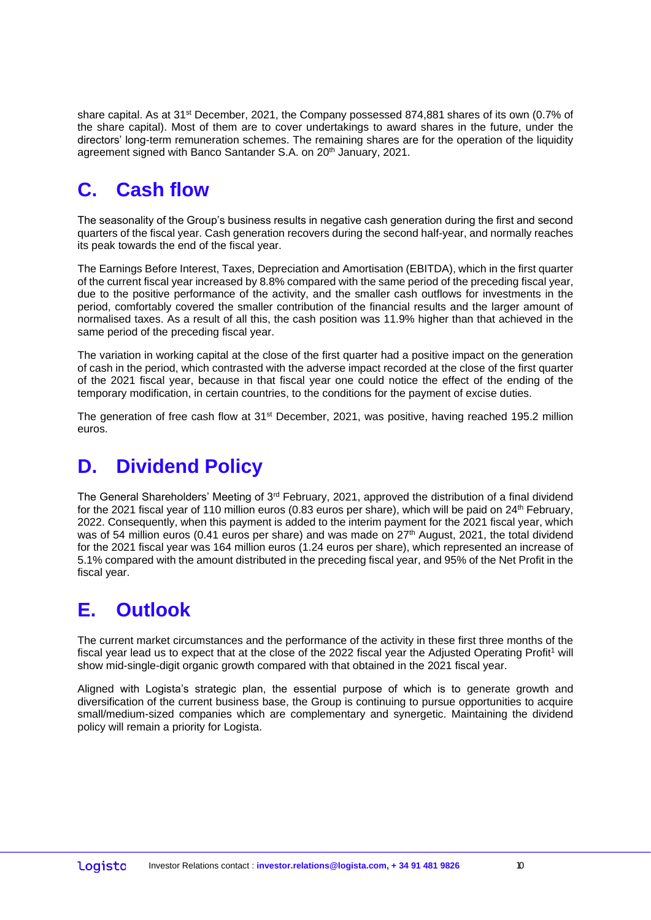share capital. As at 31st December, 2021, the Company possessed 874,881 shares of its own (0.7% of the share capital). Most of them are to cover undertakings to award shares in the future, under the directors' long-term remuneration schemes. The remaining shares are for the operation of the liquidity agreement signed with Banco Santander S.A. on 20th January, 2021.

## C. Cash flow

The seasonality of the Group's business results in negative cash generation during the first and second quarters of the fiscal year. Cash generation recovers during the second half-year, and normally reaches its peak towards the end of the fiscal year.

The Earnings Before Interest, Taxes, Depreciation and Amortisation (EBITDA), which in the first quarter of the current fiscal year increased by 8.8% compared with the same period of the preceding fiscal year, due to the positive performance of the activity, and the smaller cash outflows for investments in the period, comfortably covered the smaller contribution of the financial results and the larger amount of normalised taxes. As a result of all this, the cash position was 11.9% higher than that achieved in the same period of the preceding fiscal year.

The variation in working capital at the close of the first quarter had a positive impact on the generation of cash in the period, which contrasted with the adverse impact recorded at the close of the first quarter of the 2021 fiscal year, because in that fiscal year one could notice the effect of the ending of the temporary modification, in certain countries, to the conditions for the payment of excise duties.

The generation of free cash flow at 31st December, 2021, was positive, having reached 195.2 million euros.

## D. Dividend Policy

The General Shareholders' Meeting of 3rd February, 2021, approved the distribution of a final dividend for the 2021 fiscal year of 110 million euros (0.83 euros per share), which will be paid on 24th February, 2022. Consequently, when this payment is added to the interim payment for the 2021 fiscal year, which was of 54 million euros (0.41 euros per share) and was made on 27th August, 2021, the total dividend for the 2021 fiscal year was 164 million euros (1.24 euros per share), which represented an increase of 5.1% compared with the amount distributed in the preceding fiscal year, and 95% of the Net Profit in the fiscal year.

## E. Outlook

The current market circumstances and the performance of the activity in these first three months of the fiscal year lead us to expect that at the close of the 2022 fiscal year the Adjusted Operating Profit[1] will show mid-single-digit organic growth compared with that obtained in the 2021 fiscal year.

Aligned with Logista's strategic plan, the essential purpose of which is to generate growth and diversification of the current business base, the Group is continuing to pursue opportunities to acquire small/medium-sized companies which are complementary and synergetic. Maintaining the dividend policy will remain a priority for Logista.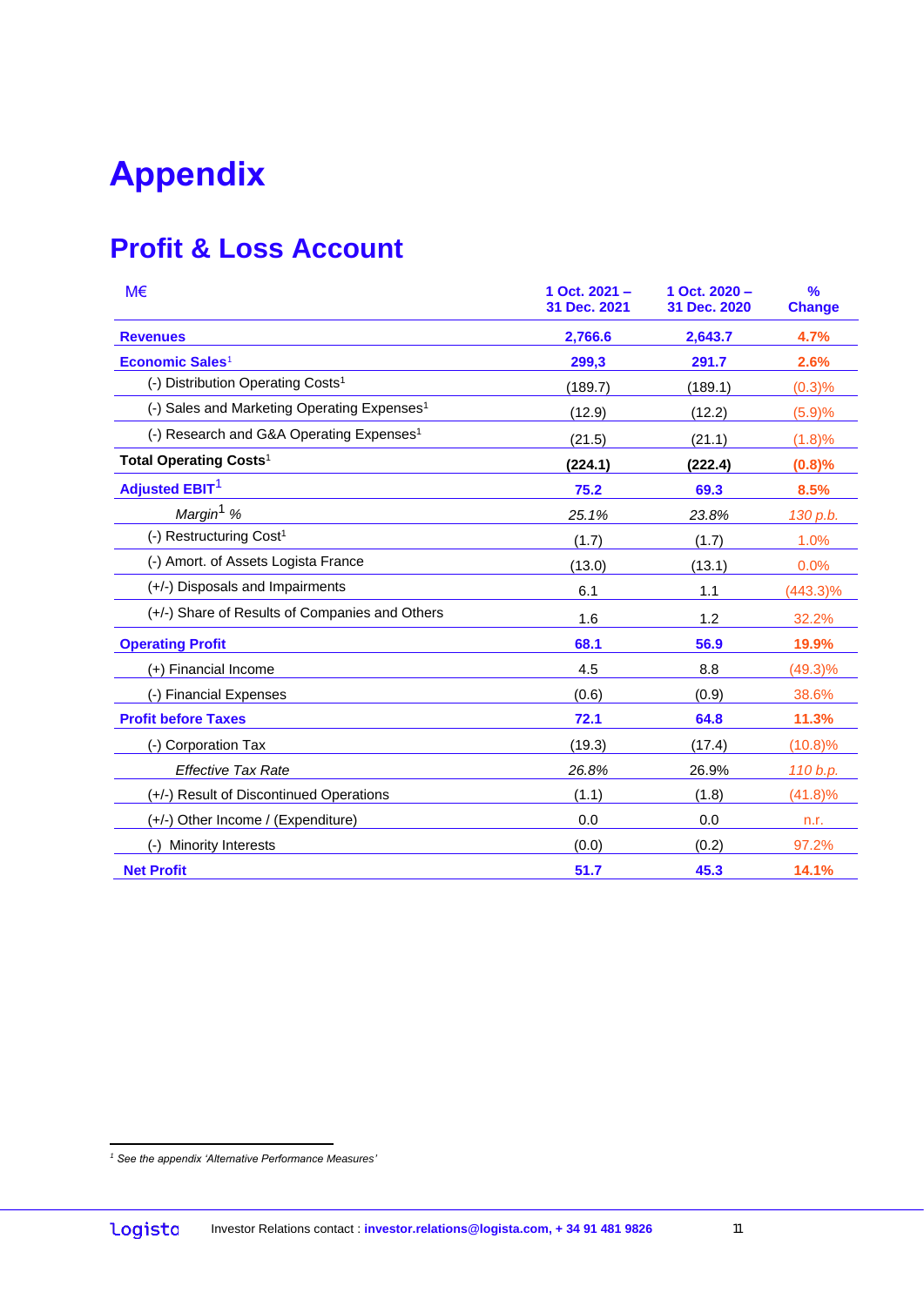# Appendix

## Profit & Loss Account

| M€ | 1 Oct. 2021 – 31 Dec. 2021 | 1 Oct. 2020 – 31 Dec. 2020 | % Change |
|---|---|---|---|
| **Revenues** | **2,766.6** | **2,643.7** | **4.7%** |
| **Economic Sales**[1] | **299,3** | **291.7** | **2.6%** |
| (-) Distribution Operating Costs[1] | (189.7) | (189.1) | (0.3)% |
| (-) Sales and Marketing Operating Expenses[1] | (12.9) | (12.2) | (5.9)% |
| (-) Research and G&A Operating Expenses[1] | (21.5) | (21.1) | (1.8)% |
| **Total Operating Costs**[1] | **(224.1)** | **(222.4)** | **(0.8)%** |
| **Adjusted EBIT**[1] | **75.2** | **69.3** | **8.5%** |
| *Margin[1] %* | *25.1%* | *23.8%* | *130 p.b.* |
| (-) Restructuring Cost[1] | (1.7) | (1.7) | 1.0% |
| (-) Amort. of Assets Logista France | (13.0) | (13.1) | 0.0% |
| (+/-) Disposals and Impairments | 6.1 | 1.1 | (443.3)% |
| (+/-) Share of Results of Companies and Others | 1.6 | 1.2 | 32.2% |
| **Operating Profit** | **68.1** | **56.9** | **19.9%** |
| (+) Financial Income | 4.5 | 8.8 | (49.3)% |
| (-) Financial Expenses | (0.6) | (0.9) | 38.6% |
| **Profit before Taxes** | **72.1** | **64.8** | **11.3%** |
| (-) Corporation Tax | (19.3) | (17.4) | (10.8)% |
| *Effective Tax Rate* | *26.8%* | 26.9% | *110 b.p.* |
| (+/-) Result of Discontinued Operations | (1.1) | (1.8) | (41.8)% |
| (+/-) Other Income / (Expenditure) | 0.0 | 0.0 | n.r. |
| (-) Minority Interests | (0.0) | (0.2) | 97.2% |
| **Net Profit** | **51.7** | **45.3** | **14.1%** |

[1] *See the appendix 'Alternative Performance Measures'*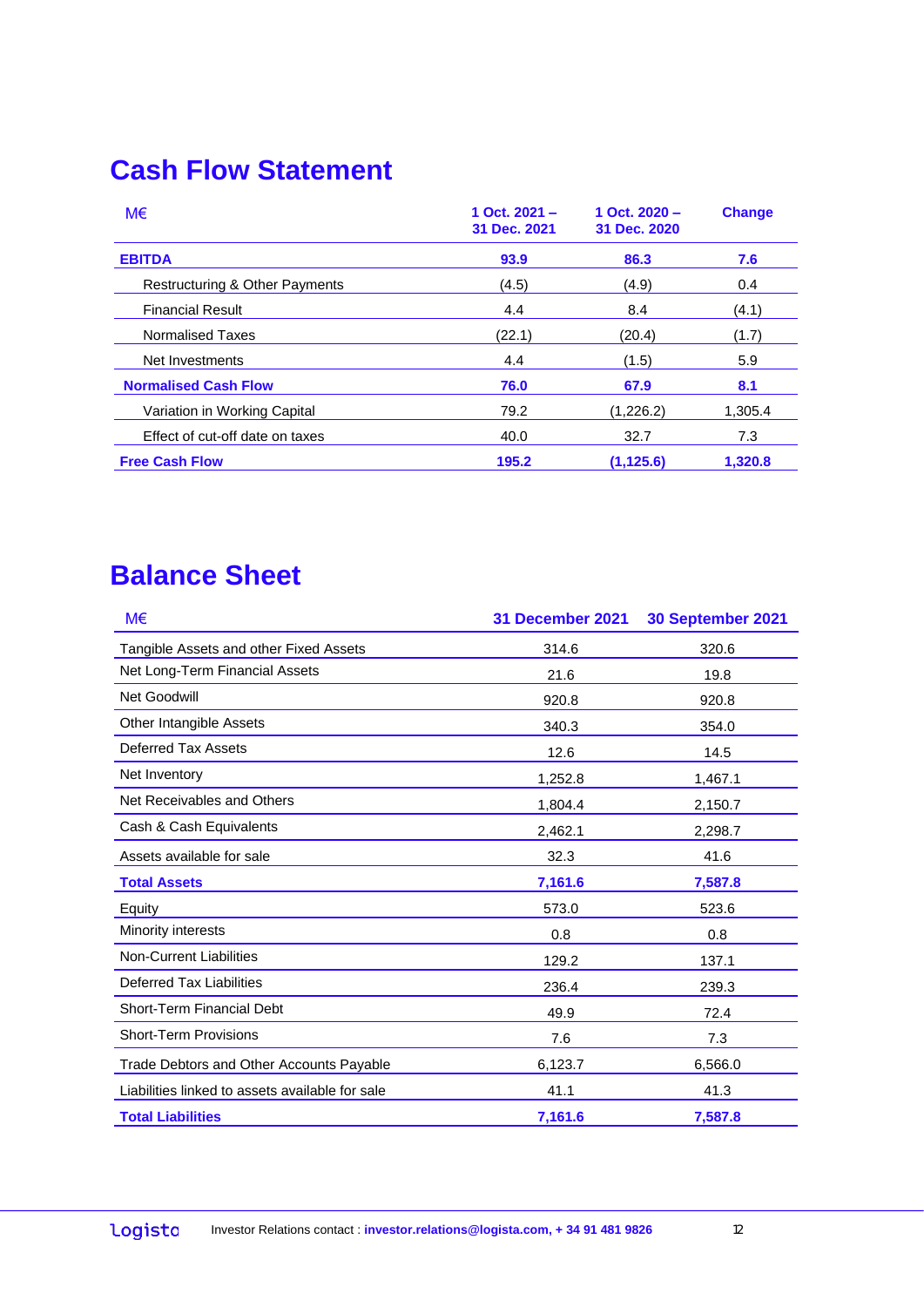# Cash Flow Statement

| M€ | 1 Oct. 2021 – 31 Dec. 2021 | 1 Oct. 2020 – 31 Dec. 2020 | Change |
|---|---|---|---|
| **EBITDA** | **93.9** | **86.3** | **7.6** |
| Restructuring & Other Payments | (4.5) | (4.9) | 0.4 |
| Financial Result | 4.4 | 8.4 | (4.1) |
| Normalised Taxes | (22.1) | (20.4) | (1.7) |
| Net Investments | 4.4 | (1.5) | 5.9 |
| **Normalised Cash Flow** | **76.0** | **67.9** | **8.1** |
| Variation in Working Capital | 79.2 | (1,226.2) | 1,305.4 |
| Effect of cut-off date on taxes | 40.0 | 32.7 | 7.3 |
| **Free Cash Flow** | **195.2** | **(1,125.6)** | **1,320.8** |

# Balance Sheet

| M€ | 31 December 2021 | 30 September 2021 |
|---|---|---|
| Tangible Assets and other Fixed Assets | 314.6 | 320.6 |
| Net Long-Term Financial Assets | 21.6 | 19.8 |
| Net Goodwill | 920.8 | 920.8 |
| Other Intangible Assets | 340.3 | 354.0 |
| Deferred Tax Assets | 12.6 | 14.5 |
| Net Inventory | 1,252.8 | 1,467.1 |
| Net Receivables and Others | 1,804.4 | 2,150.7 |
| Cash & Cash Equivalents | 2,462.1 | 2,298.7 |
| Assets available for sale | 32.3 | 41.6 |
| **Total Assets** | **7,161.6** | **7,587.8** |
| Equity | 573.0 | 523.6 |
| Minority interests | 0.8 | 0.8 |
| Non-Current Liabilities | 129.2 | 137.1 |
| Deferred Tax Liabilities | 236.4 | 239.3 |
| Short-Term Financial Debt | 49.9 | 72.4 |
| Short-Term Provisions | 7.6 | 7.3 |
| Trade Debtors and Other Accounts Payable | 6,123.7 | 6,566.0 |
| Liabilities linked to assets available for sale | 41.1 | 41.3 |
| **Total Liabilities** | **7,161.6** | **7,587.8** |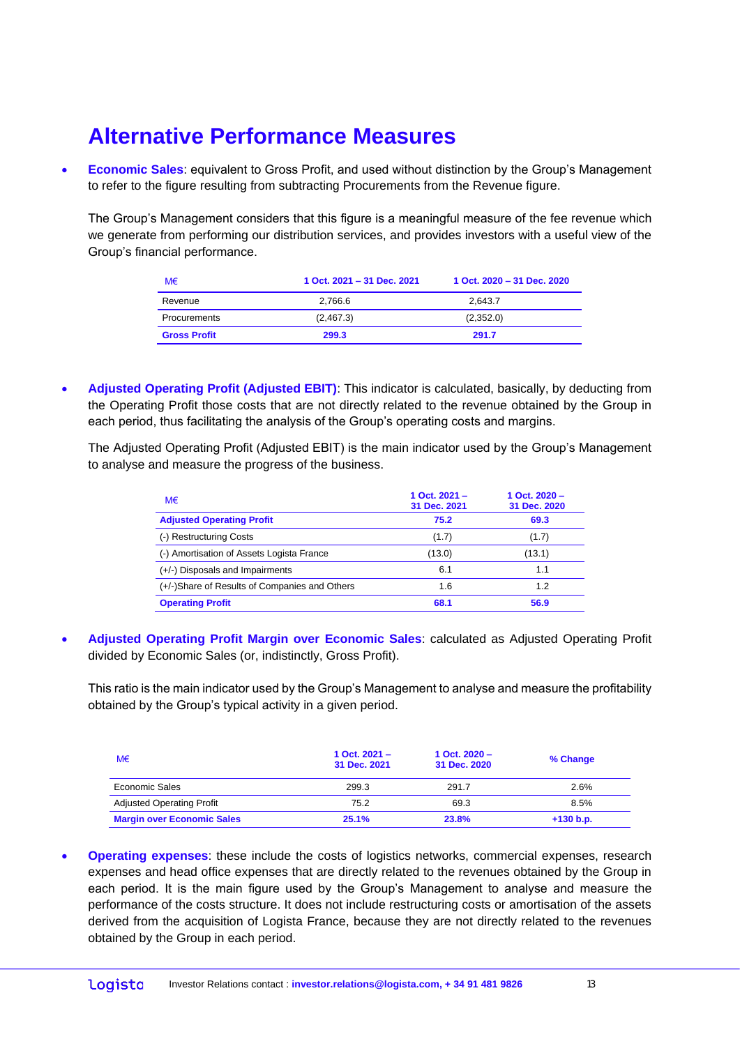# Alternative Performance Measures

- **Economic Sales**: equivalent to Gross Profit, and used without distinction by the Group's Management to refer to the figure resulting from subtracting Procurements from the Revenue figure.

  The Group's Management considers that this figure is a meaningful measure of the fee revenue which we generate from performing our distribution services, and provides investors with a useful view of the Group's financial performance.

| M€ | 1 Oct. 2021 – 31 Dec. 2021 | 1 Oct. 2020 – 31 Dec. 2020 |
|---|---|---|
| Revenue | 2,766.6 | 2,643.7 |
| Procurements | (2,467.3) | (2,352.0) |
| **Gross Profit** | **299.3** | **291.7** |

- **Adjusted Operating Profit (Adjusted EBIT)**: This indicator is calculated, basically, by deducting from the Operating Profit those costs that are not directly related to the revenue obtained by the Group in each period, thus facilitating the analysis of the Group's operating costs and margins.

  The Adjusted Operating Profit (Adjusted EBIT) is the main indicator used by the Group's Management to analyse and measure the progress of the business.

| M€ | 1 Oct. 2021 – 31 Dec. 2021 | 1 Oct. 2020 – 31 Dec. 2020 |
|---|---|---|
| **Adjusted Operating Profit** | **75.2** | **69.3** |
| (-) Restructuring Costs | (1.7) | (1.7) |
| (-) Amortisation of Assets Logista France | (13.0) | (13.1) |
| (+/-) Disposals and Impairments | 6.1 | 1.1 |
| (+/-)Share of Results of Companies and Others | 1.6 | 1.2 |
| **Operating Profit** | **68.1** | **56.9** |

- **Adjusted Operating Profit Margin over Economic Sales**: calculated as Adjusted Operating Profit divided by Economic Sales (or, indistinctly, Gross Profit).

  This ratio is the main indicator used by the Group's Management to analyse and measure the profitability obtained by the Group's typical activity in a given period.

| M€ | 1 Oct. 2021 – 31 Dec. 2021 | 1 Oct. 2020 – 31 Dec. 2020 | % Change |
|---|---|---|---|
| Economic Sales | 299.3 | 291.7 | 2.6% |
| Adjusted Operating Profit | 75.2 | 69.3 | 8.5% |
| **Margin over Economic Sales** | **25.1%** | **23.8%** | **+130 b.p.** |

- **Operating expenses**: these include the costs of logistics networks, commercial expenses, research expenses and head office expenses that are directly related to the revenues obtained by the Group in each period. It is the main figure used by the Group's Management to analyse and measure the performance of the costs structure. It does not include restructuring costs or amortisation of the assets derived from the acquisition of Logista France, because they are not directly related to the revenues obtained by the Group in each period.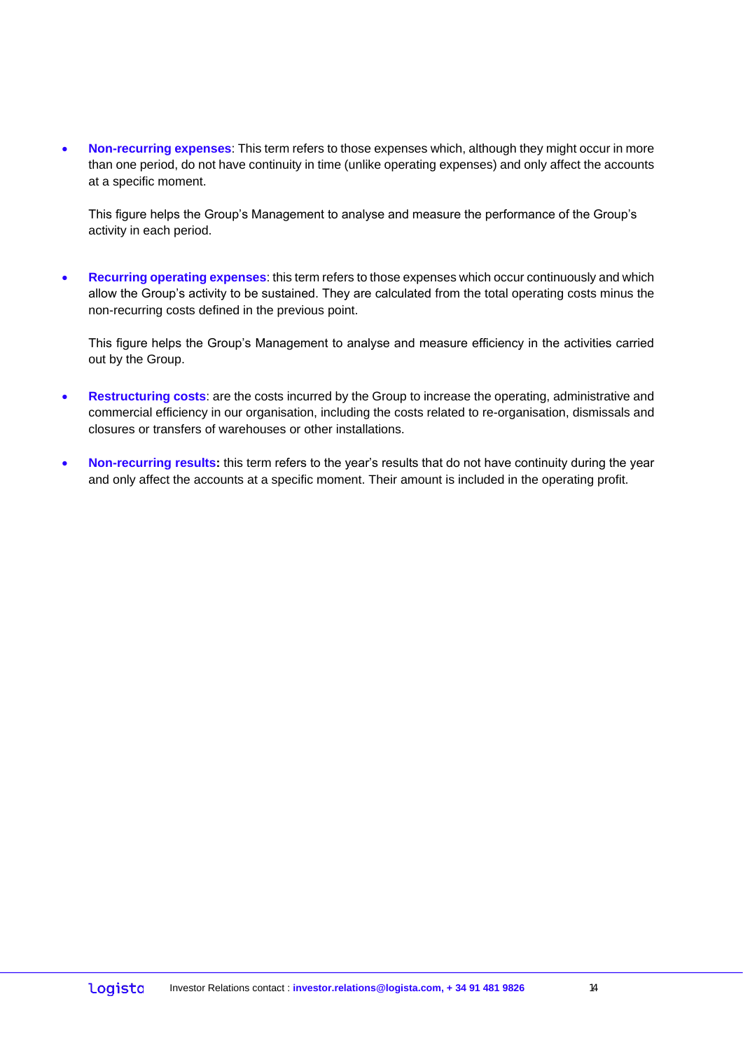- **Non-recurring expenses**: This term refers to those expenses which, although they might occur in more than one period, do not have continuity in time (unlike operating expenses) and only affect the accounts at a specific moment.

  This figure helps the Group's Management to analyse and measure the performance of the Group's activity in each period.

- **Recurring operating expenses**: this term refers to those expenses which occur continuously and which allow the Group's activity to be sustained. They are calculated from the total operating costs minus the non-recurring costs defined in the previous point.

  This figure helps the Group's Management to analyse and measure efficiency in the activities carried out by the Group.

- **Restructuring costs**: are the costs incurred by the Group to increase the operating, administrative and commercial efficiency in our organisation, including the costs related to re-organisation, dismissals and closures or transfers of warehouses or other installations.

- **Non-recurring results:** this term refers to the year's results that do not have continuity during the year and only affect the accounts at a specific moment. Their amount is included in the operating profit.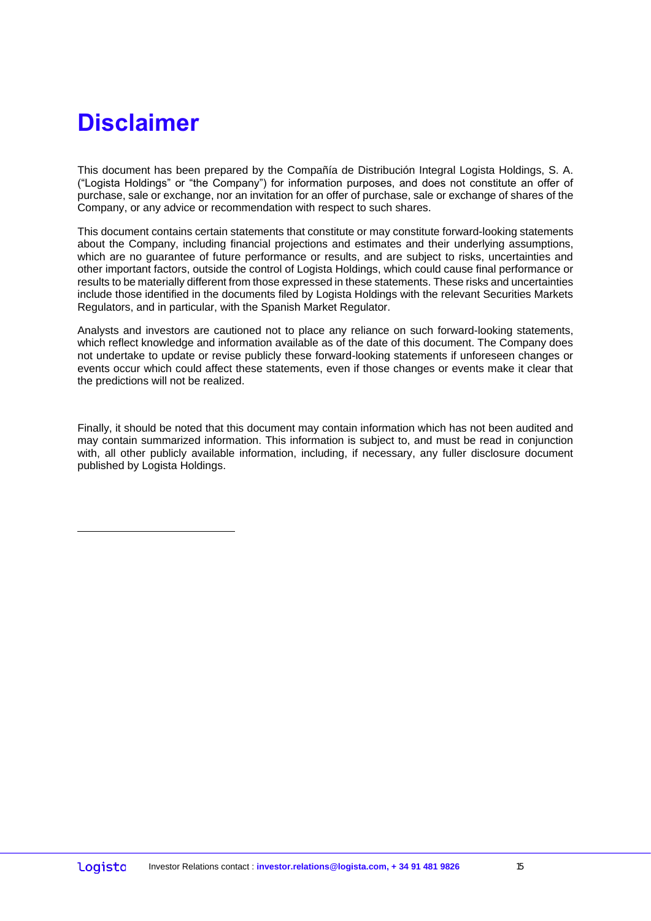# Disclaimer

This document has been prepared by the Compañía de Distribución Integral Logista Holdings, S. A. ("Logista Holdings" or "the Company") for information purposes, and does not constitute an offer of purchase, sale or exchange, nor an invitation for an offer of purchase, sale or exchange of shares of the Company, or any advice or recommendation with respect to such shares.

This document contains certain statements that constitute or may constitute forward-looking statements about the Company, including financial projections and estimates and their underlying assumptions, which are no guarantee of future performance or results, and are subject to risks, uncertainties and other important factors, outside the control of Logista Holdings, which could cause final performance or results to be materially different from those expressed in these statements. These risks and uncertainties include those identified in the documents filed by Logista Holdings with the relevant Securities Markets Regulators, and in particular, with the Spanish Market Regulator.

Analysts and investors are cautioned not to place any reliance on such forward-looking statements, which reflect knowledge and information available as of the date of this document. The Company does not undertake to update or revise publicly these forward-looking statements if unforeseen changes or events occur which could affect these statements, even if those changes or events make it clear that the predictions will not be realized.

Finally, it should be noted that this document may contain information which has not been audited and may contain summarized information. This information is subject to, and must be read in conjunction with, all other publicly available information, including, if necessary, any fuller disclosure document published by Logista Holdings.

Investor Relations contact : **investor.relations@logista.com, + 34 91 481 9826**